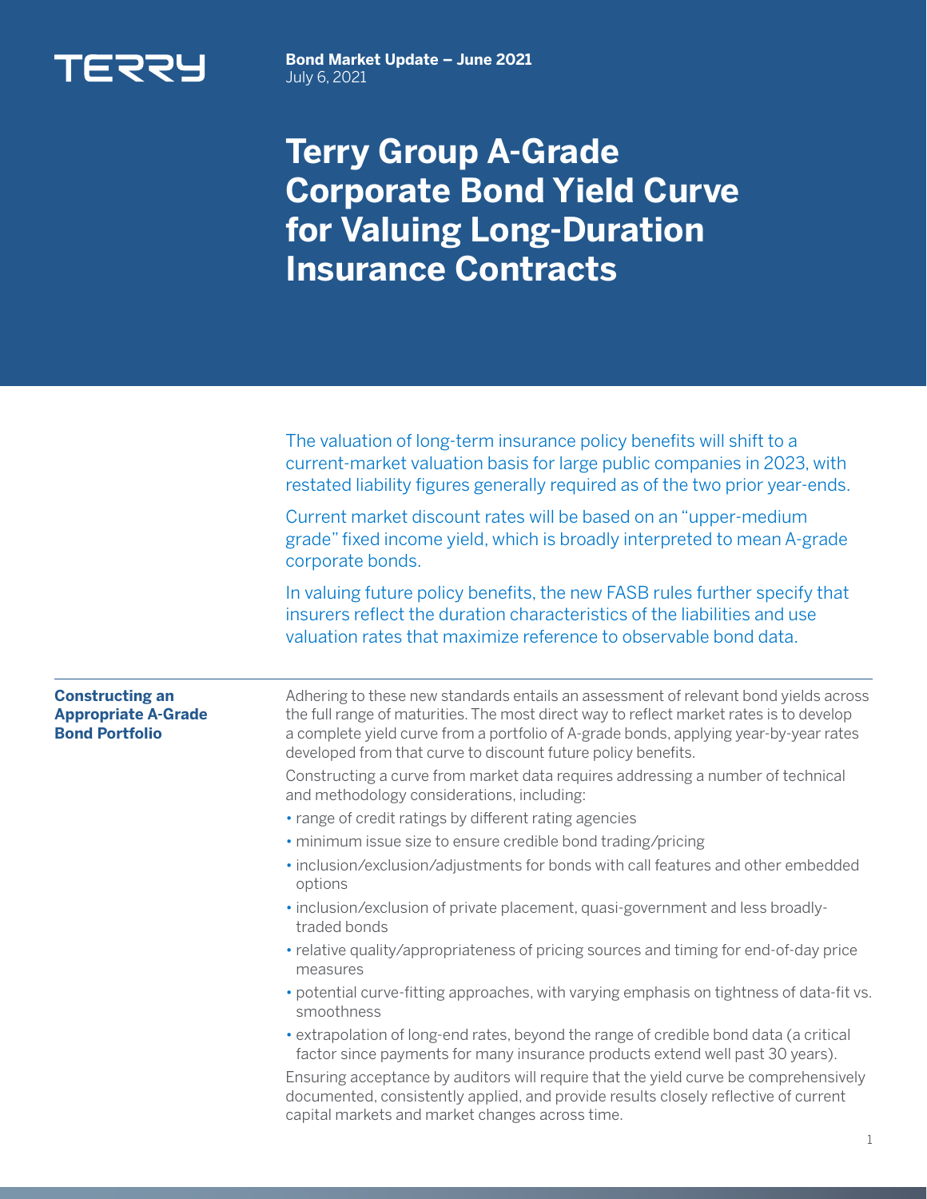TERRY

**Bond Market Update – June 2021**
July 6, 2021

# Terry Group A-Grade Corporate Bond Yield Curve for Valuing Long-Duration Insurance Contracts

The valuation of long-term insurance policy benefits will shift to a current-market valuation basis for large public companies in 2023, with restated liability figures generally required as of the two prior year-ends.

Current market discount rates will be based on an "upper-medium grade" fixed income yield, which is broadly interpreted to mean A-grade corporate bonds.

In valuing future policy benefits, the new FASB rules further specify that insurers reflect the duration characteristics of the liabilities and use valuation rates that maximize reference to observable bond data.

## Constructing an Appropriate A-Grade Bond Portfolio

Adhering to these new standards entails an assessment of relevant bond yields across the full range of maturities. The most direct way to reflect market rates is to develop a complete yield curve from a portfolio of A-grade bonds, applying year-by-year rates developed from that curve to discount future policy benefits.

Constructing a curve from market data requires addressing a number of technical and methodology considerations, including:

- range of credit ratings by different rating agencies
- minimum issue size to ensure credible bond trading/pricing
- inclusion/exclusion/adjustments for bonds with call features and other embedded options
- inclusion/exclusion of private placement, quasi-government and less broadly-traded bonds
- relative quality/appropriateness of pricing sources and timing for end-of-day price measures
- potential curve-fitting approaches, with varying emphasis on tightness of data-fit vs. smoothness
- extrapolation of long-end rates, beyond the range of credible bond data (a critical factor since payments for many insurance products extend well past 30 years).

Ensuring acceptance by auditors will require that the yield curve be comprehensively documented, consistently applied, and provide results closely reflective of current capital markets and market changes across time.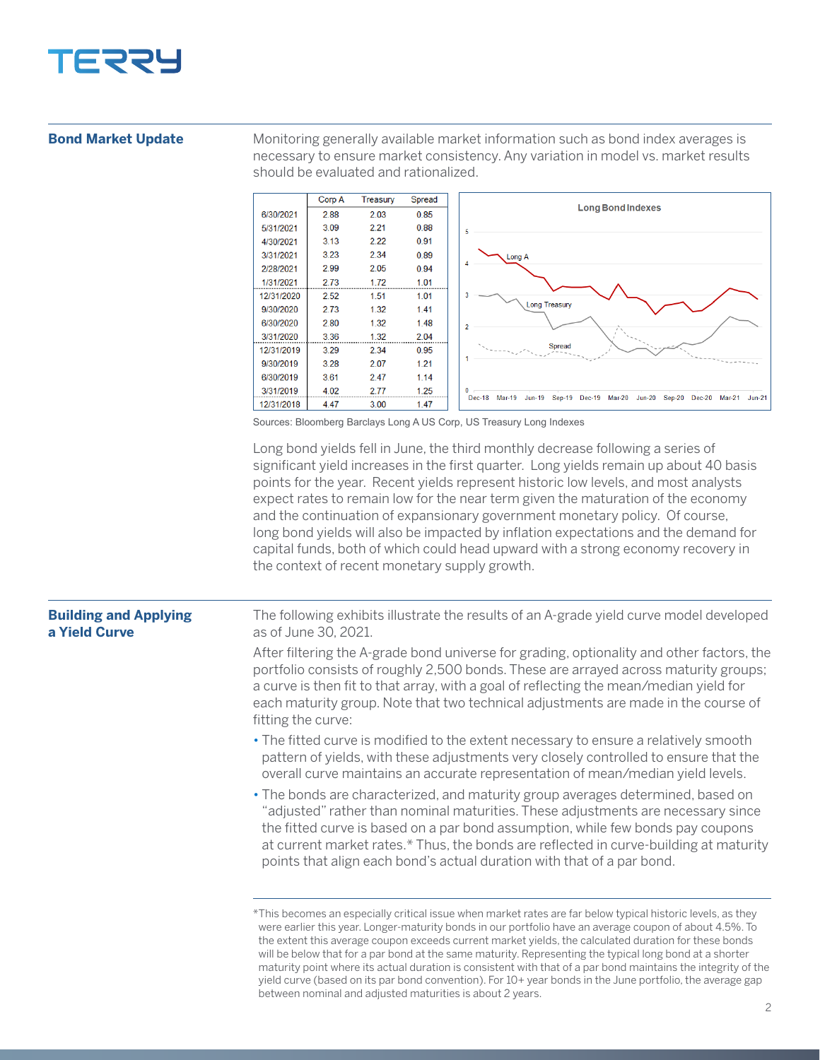## Bond Market Update

Monitoring generally available market information such as bond index averages is necessary to ensure market consistency. Any variation in model vs. market results should be evaluated and rationalized.

| | Corp A | Treasury | Spread |
|---|---|---|---|
| 6/30/2021 | 2.88 | 2.03 | 0.85 |
| 5/31/2021 | 3.09 | 2.21 | 0.88 |
| 4/30/2021 | 3.13 | 2.22 | 0.91 |
| 3/31/2021 | 3.23 | 2.34 | 0.89 |
| 2/28/2021 | 2.99 | 2.05 | 0.94 |
| 1/31/2021 | 2.73 | 1.72 | 1.01 |
| 12/31/2020 | 2.52 | 1.51 | 1.01 |
| 9/30/2020 | 2.73 | 1.32 | 1.41 |
| 6/30/2020 | 2.80 | 1.32 | 1.48 |
| 3/31/2020 | 3.36 | 1.32 | 2.04 |
| 12/31/2019 | 3.29 | 2.34 | 0.95 |
| 9/30/2019 | 3.28 | 2.07 | 1.21 |
| 6/30/2019 | 3.61 | 2.47 | 1.14 |
| 3/31/2019 | 4.02 | 2.77 | 1.25 |
| 12/31/2018 | 4.47 | 3.00 | 1.47 |

Long Bond Indexes

Sources: Bloomberg Barclays Long A US Corp, US Treasury Long Indexes

Long bond yields fell in June, the third monthly decrease following a series of significant yield increases in the first quarter. Long yields remain up about 40 basis points for the year. Recent yields represent historic low levels, and most analysts expect rates to remain low for the near term given the maturation of the economy and the continuation of expansionary government monetary policy. Of course, long bond yields will also be impacted by inflation expectations and the demand for capital funds, both of which could head upward with a strong economy recovery in the context of recent monetary supply growth.

## Building and Applying a Yield Curve

The following exhibits illustrate the results of an A-grade yield curve model developed as of June 30, 2021.

After filtering the A-grade bond universe for grading, optionality and other factors, the portfolio consists of roughly 2,500 bonds. These are arrayed across maturity groups; a curve is then fit to that array, with a goal of reflecting the mean/median yield for each maturity group. Note that two technical adjustments are made in the course of fitting the curve:

- The fitted curve is modified to the extent necessary to ensure a relatively smooth pattern of yields, with these adjustments very closely controlled to ensure that the overall curve maintains an accurate representation of mean/median yield levels.
- The bonds are characterized, and maturity group averages determined, based on "adjusted" rather than nominal maturities. These adjustments are necessary since the fitted curve is based on a par bond assumption, while few bonds pay coupons at current market rates.* Thus, the bonds are reflected in curve-building at maturity points that align each bond's actual duration with that of a par bond.

*This becomes an especially critical issue when market rates are far below typical historic levels, as they were earlier this year. Longer-maturity bonds in our portfolio have an average coupon of about 4.5%. To the extent this average coupon exceeds current market yields, the calculated duration for these bonds will be below that for a par bond at the same maturity. Representing the typical long bond at a shorter maturity point where its actual duration is consistent with that of a par bond maintains the integrity of the yield curve (based on its par bond convention). For 10+ year bonds in the June portfolio, the average gap between nominal and adjusted maturities is about 2 years.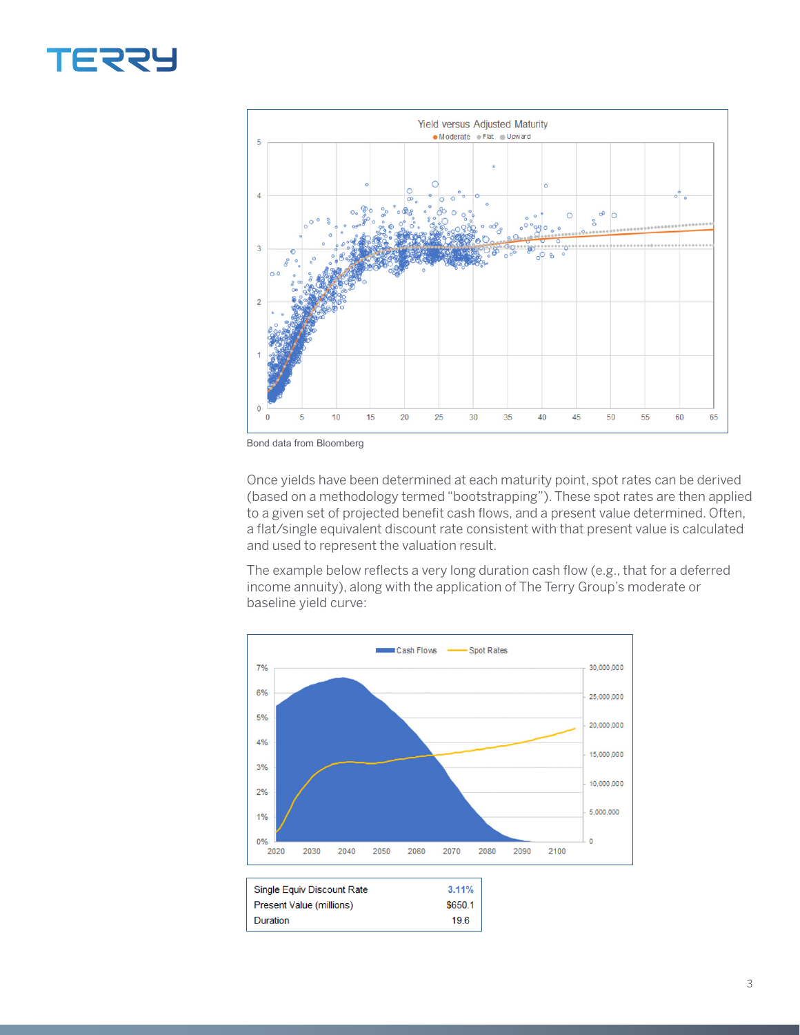Bond data from Bloomberg

Once yields have been determined at each maturity point, spot rates can be derived (based on a methodology termed "bootstrapping"). These spot rates are then applied to a given set of projected benefit cash flows, and a present value determined. Often, a flat/single equivalent discount rate consistent with that present value is calculated and used to represent the valuation result.

The example below reflects a very long duration cash flow (e.g., that for a deferred income annuity), along with the application of The Terry Group's moderate or baseline yield curve:

| | |
|---|---|
| Single Equiv Discount Rate | 3.11% |
| Present Value (millions) | $650.1 |
| Duration | 19.6 |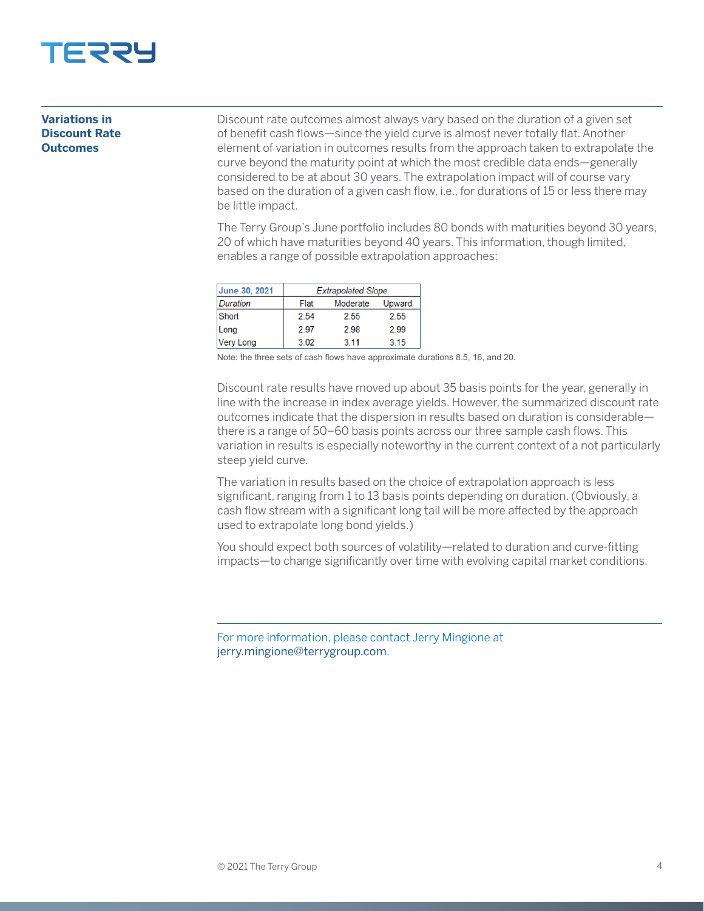## Variations in Discount Rate Outcomes

Discount rate outcomes almost always vary based on the duration of a given set of benefit cash flows—since the yield curve is almost never totally flat. Another element of variation in outcomes results from the approach taken to extrapolate the curve beyond the maturity point at which the most credible data ends—generally considered to be at about 30 years. The extrapolation impact will of course vary based on the duration of a given cash flow, i.e., for durations of 15 or less there may be little impact.

The Terry Group's June portfolio includes 80 bonds with maturities beyond 30 years, 20 of which have maturities beyond 40 years. This information, though limited, enables a range of possible extrapolation approaches:

| June 30, 2021 | *Extrapolated Slope* | | |
|---|---|---|---|
| *Duration* | Flat | Moderate | Upward |
| Short | 2.54 | 2.55 | 2.55 |
| Long | 2.97 | 2.98 | 2.99 |
| Very Long | 3.02 | 3.11 | 3.15 |

Note: the three sets of cash flows have approximate durations 8.5, 16, and 20.

Discount rate results have moved up about 35 basis points for the year, generally in line with the increase in index average yields. However, the summarized discount rate outcomes indicate that the dispersion in results based on duration is considerable—there is a range of 50–60 basis points across our three sample cash flows. This variation in results is especially noteworthy in the current context of a not particularly steep yield curve.

The variation in results based on the choice of extrapolation approach is less significant, ranging from 1 to 13 basis points depending on duration. (Obviously, a cash flow stream with a significant long tail will be more affected by the approach used to extrapolate long bond yields.)

You should expect both sources of volatility—related to duration and curve-fitting impacts—to change significantly over time with evolving capital market conditions.

For more information, please contact Jerry Mingione at jerry.mingione@terrygroup.com.

© 2021 The Terry Group